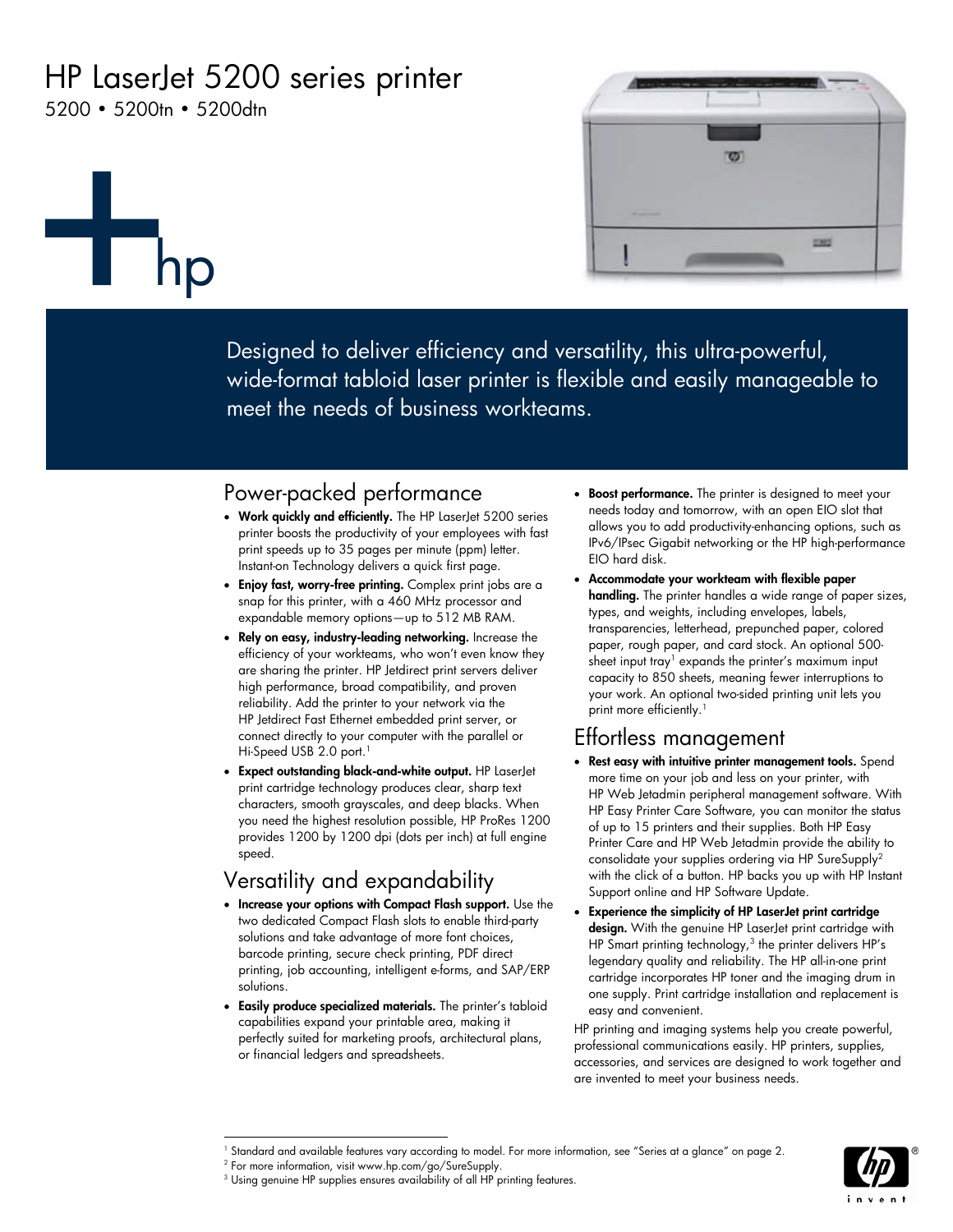# HP LaserJet 5200 series printer

5200 • 5200tn • 5200dtn

Designed to deliver efficiency and versatility, this ultra-powerful, wide-format tabloid laser printer is flexible and easily manageable to meet the needs of business workteams.

## Power-packed performance

- **Work quickly and efficiently.** The HP LaserJet 5200 series printer boosts the productivity of your employees with fast print speeds up to 35 pages per minute (ppm) letter. Instant-on Technology delivers a quick first page.
- **Enjoy fast, worry-free printing.** Complex print jobs are a snap for this printer, with a 460 MHz processor and expandable memory options—up to 512 MB RAM.
- **Rely on easy, industry-leading networking.** Increase the efficiency of your workteams, who won't even know they are sharing the printer. HP Jetdirect print servers deliver high performance, broad compatibility, and proven reliability. Add the printer to your network via the HP Jetdirect Fast Ethernet embedded print server, or connect directly to your computer with the parallel or Hi-Speed USB 2.0 port.[1]
- **Expect outstanding black-and-white output.** HP LaserJet print cartridge technology produces clear, sharp text characters, smooth grayscales, and deep blacks. When you need the highest resolution possible, HP ProRes 1200 provides 1200 by 1200 dpi (dots per inch) at full engine speed.

## Versatility and expandability

- **Increase your options with Compact Flash support.** Use the two dedicated Compact Flash slots to enable third-party solutions and take advantage of more font choices, barcode printing, secure check printing, PDF direct printing, job accounting, intelligent e-forms, and SAP/ERP solutions.
- **Easily produce specialized materials.** The printer's tabloid capabilities expand your printable area, making it perfectly suited for marketing proofs, architectural plans, or financial ledgers and spreadsheets.
- **Boost performance.** The printer is designed to meet your needs today and tomorrow, with an open EIO slot that allows you to add productivity-enhancing options, such as IPv6/IPsec Gigabit networking or the HP high-performance EIO hard disk.
- **Accommodate your workteam with flexible paper handling.** The printer handles a wide range of paper sizes, types, and weights, including envelopes, labels, transparencies, letterhead, prepunched paper, colored paper, rough paper, and card stock. An optional 500-sheet input tray[1] expands the printer's maximum input capacity to 850 sheets, meaning fewer interruptions to your work. An optional two-sided printing unit lets you print more efficiently.[1]

## Effortless management

- **Rest easy with intuitive printer management tools.** Spend more time on your job and less on your printer, with HP Web Jetadmin peripheral management software. With HP Easy Printer Care Software, you can monitor the status of up to 15 printers and their supplies. Both HP Easy Printer Care and HP Web Jetadmin provide the ability to consolidate your supplies ordering via HP SureSupply[2] with the click of a button. HP backs you up with HP Instant Support online and HP Software Update.
- **Experience the simplicity of HP LaserJet print cartridge design.** With the genuine HP LaserJet print cartridge with HP Smart printing technology,[3] the printer delivers HP's legendary quality and reliability. The HP all-in-one print cartridge incorporates HP toner and the imaging drum in one supply. Print cartridge installation and replacement is easy and convenient.

HP printing and imaging systems help you create powerful, professional communications easily. HP printers, supplies, accessories, and services are designed to work together and are invented to meet your business needs.

---

[1] Standard and available features vary according to model. For more information, see "Series at a glance" on page 2.
[2] For more information, visit www.hp.com/go/SureSupply.
[3] Using genuine HP supplies ensures availability of all HP printing features.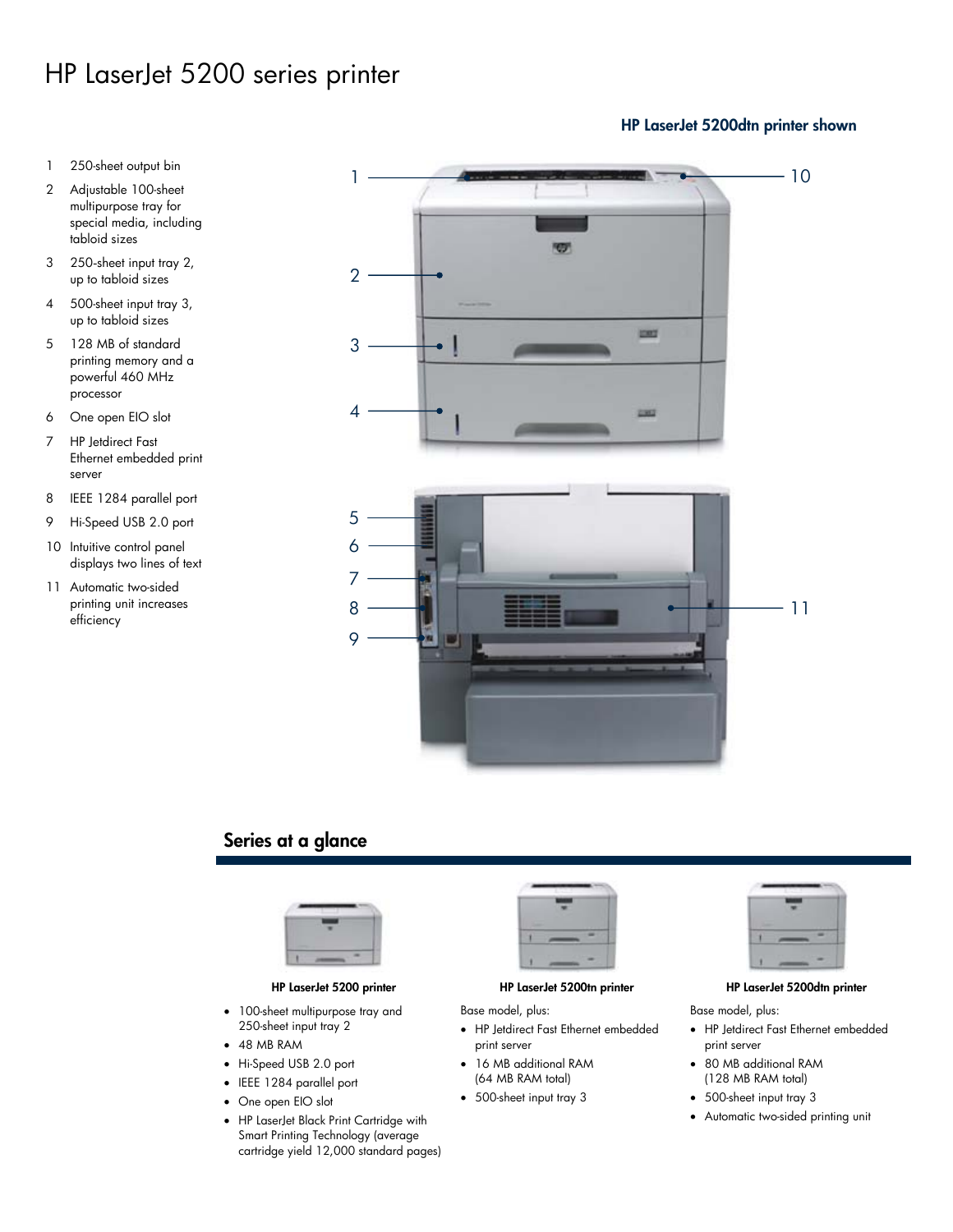# HP LaserJet 5200 series printer

**HP LaserJet 5200dtn printer shown**

1. 250-sheet output bin
2. Adjustable 100-sheet multipurpose tray for special media, including tabloid sizes
3. 250-sheet input tray 2, up to tabloid sizes
4. 500-sheet input tray 3, up to tabloid sizes
5. 128 MB of standard printing memory and a powerful 460 MHz processor
6. One open EIO slot
7. HP Jetdirect Fast Ethernet embedded print server
8. IEEE 1284 parallel port
9. Hi-Speed USB 2.0 port
10. Intuitive control panel displays two lines of text
11. Automatic two-sided printing unit increases efficiency

## Series at a glance

**HP LaserJet 5200 printer**

- 100-sheet multipurpose tray and 250-sheet input tray 2
- 48 MB RAM
- Hi-Speed USB 2.0 port
- IEEE 1284 parallel port
- One open EIO slot
- HP LaserJet Black Print Cartridge with Smart Printing Technology (average cartridge yield 12,000 standard pages)

**HP LaserJet 5200tn printer**

Base model, plus:

- HP Jetdirect Fast Ethernet embedded print server
- 16 MB additional RAM (64 MB RAM total)
- 500-sheet input tray 3

**HP LaserJet 5200dtn printer**

Base model, plus:

- HP Jetdirect Fast Ethernet embedded print server
- 80 MB additional RAM (128 MB RAM total)
- 500-sheet input tray 3
- Automatic two-sided printing unit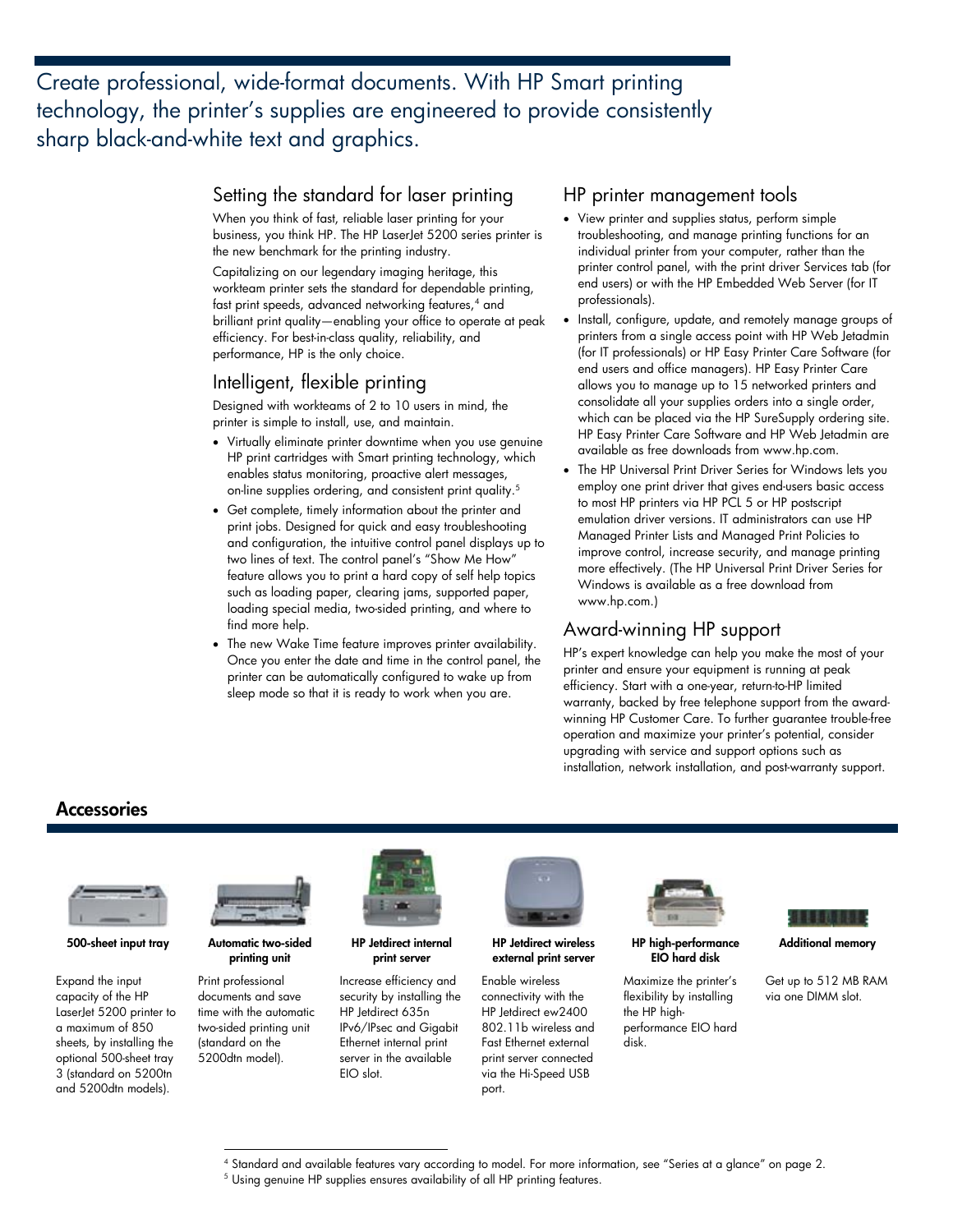Create professional, wide-format documents. With HP Smart printing technology, the printer's supplies are engineered to provide consistently sharp black-and-white text and graphics.

## Setting the standard for laser printing

When you think of fast, reliable laser printing for your business, you think HP. The HP LaserJet 5200 series printer is the new benchmark for the printing industry.

Capitalizing on our legendary imaging heritage, this workteam printer sets the standard for dependable printing, fast print speeds, advanced networking features,[4] and brilliant print quality—enabling your office to operate at peak efficiency. For best-in-class quality, reliability, and performance, HP is the only choice.

## Intelligent, flexible printing

Designed with workteams of 2 to 10 users in mind, the printer is simple to install, use, and maintain.

- Virtually eliminate printer downtime when you use genuine HP print cartridges with Smart printing technology, which enables status monitoring, proactive alert messages, on-line supplies ordering, and consistent print quality.[5]
- Get complete, timely information about the printer and print jobs. Designed for quick and easy troubleshooting and configuration, the intuitive control panel displays up to two lines of text. The control panel's "Show Me How" feature allows you to print a hard copy of self help topics such as loading paper, clearing jams, supported paper, loading special media, two-sided printing, and where to find more help.
- The new Wake Time feature improves printer availability. Once you enter the date and time in the control panel, the printer can be automatically configured to wake up from sleep mode so that it is ready to work when you are.

## HP printer management tools

- View printer and supplies status, perform simple troubleshooting, and manage printing functions for an individual printer from your computer, rather than the printer control panel, with the print driver Services tab (for end users) or with the HP Embedded Web Server (for IT professionals).
- Install, configure, update, and remotely manage groups of printers from a single access point with HP Web Jetadmin (for IT professionals) or HP Easy Printer Care Software (for end users and office managers). HP Easy Printer Care allows you to manage up to 15 networked printers and consolidate all your supplies orders into a single order, which can be placed via the HP SureSupply ordering site. HP Easy Printer Care Software and HP Web Jetadmin are available as free downloads from www.hp.com.
- The HP Universal Print Driver Series for Windows lets you employ one print driver that gives end-users basic access to most HP printers via HP PCL 5 or HP postscript emulation driver versions. IT administrators can use HP Managed Printer Lists and Managed Print Policies to improve control, increase security, and manage printing more effectively. (The HP Universal Print Driver Series for Windows is available as a free download from www.hp.com.)

## Award-winning HP support

HP's expert knowledge can help you make the most of your printer and ensure your equipment is running at peak efficiency. Start with a one-year, return-to-HP limited warranty, backed by free telephone support from the award-winning HP Customer Care. To further guarantee trouble-free operation and maximize your printer's potential, consider upgrading with service and support options such as installation, network installation, and post-warranty support.

## Accessories

**500-sheet input tray**

Expand the input capacity of the HP LaserJet 5200 printer to a maximum of 850 sheets, by installing the optional 500-sheet tray 3 (standard on 5200tn and 5200dtn models).

**Automatic two-sided printing unit**

Print professional documents and save time with the automatic two-sided printing unit (standard on the 5200dtn model).

**HP Jetdirect internal print server**

Increase efficiency and security by installing the HP Jetdirect 635n IPv6/IPsec and Gigabit Ethernet internal print server in the available EIO slot.

**HP Jetdirect wireless external print server**

Enable wireless connectivity with the HP Jetdirect ew2400 802.11b wireless and Fast Ethernet external print server connected via the Hi-Speed USB port.

**HP high-performance EIO hard disk**

Maximize the printer's flexibility by installing the HP high-performance EIO hard disk.

**Additional memory**

Get up to 512 MB RAM via one DIMM slot.

---

[4] Standard and available features vary according to model. For more information, see "Series at a glance" on page 2.

[5] Using genuine HP supplies ensures availability of all HP printing features.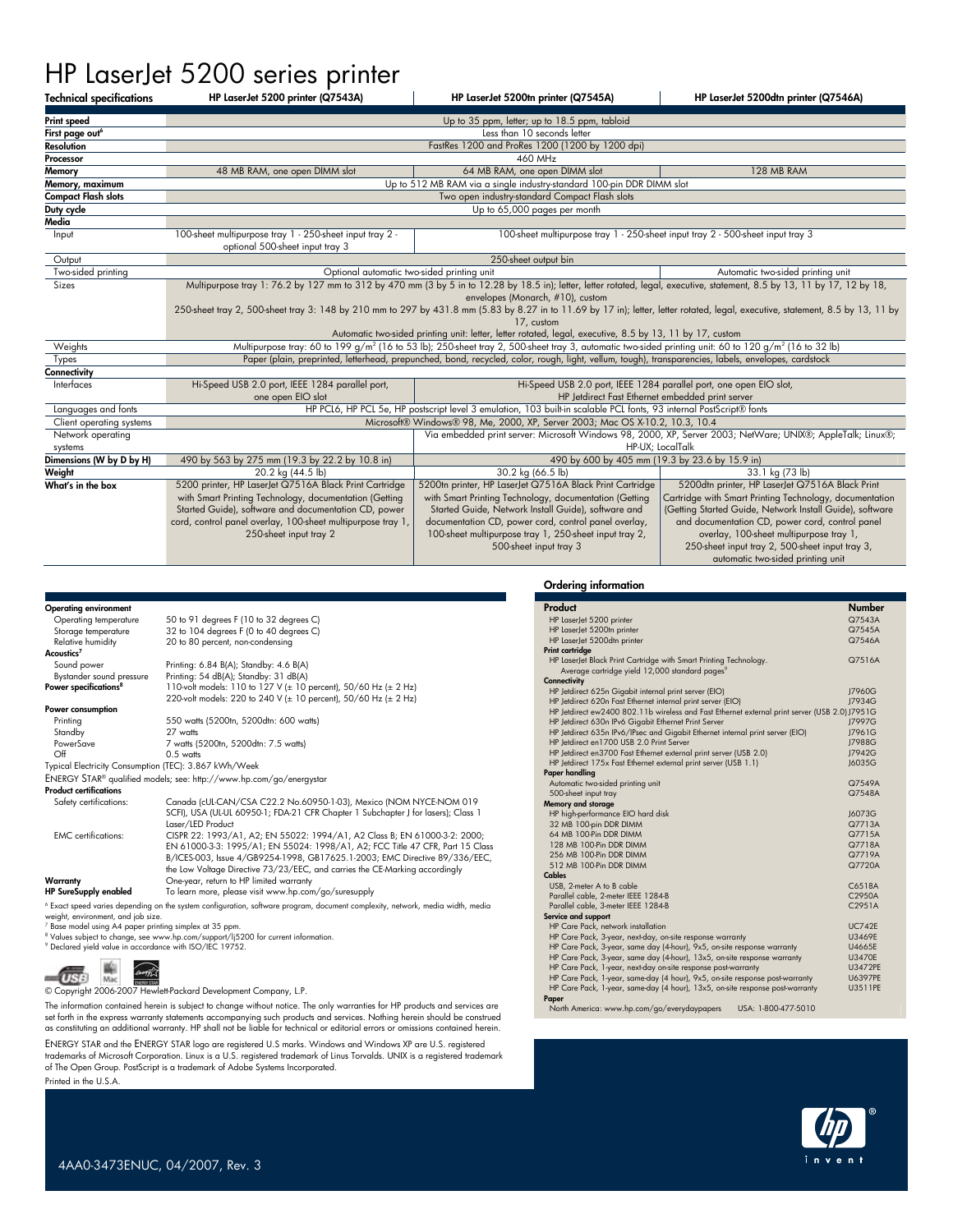# HP LaserJet 5200 series printer

| Technical specifications | HP LaserJet 5200 printer (Q7543A) | HP LaserJet 5200tn printer (Q7545A) | HP LaserJet 5200dtn printer (Q7546A) |
|---|---|---|---|
| **Print speed** | Up to 35 ppm, letter; up to 18.5 ppm, tabloid | | |
| **First page out**[6] | Less than 10 seconds letter | | |
| **Resolution** | FastRes 1200 and ProRes 1200 (1200 by 1200 dpi) | | |
| **Processor** | 460 MHz | | |
| **Memory** | 48 MB RAM, one open DIMM slot | 64 MB RAM, one open DIMM slot | 128 MB RAM |
| **Memory, maximum** | Up to 512 MB RAM via a single industry-standard 100-pin DDR DIMM slot | | |
| **Compact Flash slots** | Two open industry-standard Compact Flash slots | | |
| **Duty cycle** | Up to 65,000 pages per month | | |
| **Media** | | | |
| Input | 100-sheet multipurpose tray 1 - 250-sheet input tray 2 - optional 500-sheet input tray 3 | 100-sheet multipurpose tray 1 - 250-sheet input tray 2 - 500-sheet input tray 3 | |
| Output | 250-sheet output bin | | |
| Two-sided printing | Optional automatic two-sided printing unit | | Automatic two-sided printing unit |
| Sizes | Multipurpose tray 1: 76.2 by 127 mm to 312 by 470 mm (3 by 5 in to 12.28 by 18.5 in); letter, letter rotated, legal, executive, statement, 8.5 by 13, 11 by 17, 12 by 18, envelopes (Monarch, #10), custom<br>250-sheet tray 2, 500-sheet tray 3: 148 by 210 mm to 297 by 431.8 mm (5.83 by 8.27 in to 11.69 by 17 in); letter, letter rotated, legal, executive, statement, 8.5 by 13, 11 by 17, custom<br>Automatic two-sided printing unit: letter, letter rotated, legal, executive, 8.5 by 13, 11 by 17, custom | | |
| Weights | Multipurpose tray: 60 to 199 g/m² (16 to 53 lb); 250-sheet tray 2, 500-sheet tray 3, automatic two-sided printing unit: 60 to 120 g/m² (16 to 32 lb) | | |
| Types | Paper (plain, preprinted, letterhead, prepunched, bond, recycled, color, rough, light, vellum, tough), transparencies, labels, envelopes, cardstock | | |
| **Connectivity** | | | |
| Interfaces | Hi-Speed USB 2.0 port, IEEE 1284 parallel port, one open EIO slot | Hi-Speed USB 2.0 port, IEEE 1284 parallel port, one open EIO slot, HP Jetdirect Fast Ethernet embedded print server | |
| Languages and fonts | HP PCL6, HP PCL 5e, HP postscript level 3 emulation, 103 built-in scalable PCL fonts, 93 internal PostScript® fonts | | |
| Client operating systems | Microsoft® Windows® 98, Me, 2000, XP, Server 2003; Mac OS X-10.2, 10.3, 10.4 | | |
| Network operating systems | | Via embedded print server: Microsoft Windows 98, 2000, XP, Server 2003; NetWare; UNIX®; AppleTalk; Linux®; HP-UX; LocalTalk | |
| **Dimensions (W by D by H)** | 490 by 563 by 275 mm (19.3 by 22.2 by 10.8 in) | 490 by 600 by 405 mm (19.3 by 23.6 by 15.9 in) | |
| **Weight** | 20.2 kg (44.5 lb) | 30.2 kg (66.5 lb) | 33.1 kg (73 lb) |
| **What's in the box** | 5200 printer, HP LaserJet Q7516A Black Print Cartridge with Smart Printing Technology, documentation (Getting Started Guide), software and documentation CD, power cord, control panel overlay, 100-sheet multipurpose tray 1, 250-sheet input tray 2 | 5200tn printer, HP LaserJet Q7516A Black Print Cartridge with Smart Printing Technology, documentation (Getting Started Guide, Network Install Guide), software and documentation CD, power cord, control panel overlay, 100-sheet multipurpose tray 1, 250-sheet input tray 2, 500-sheet input tray 3 | 5200dtn printer, HP LaserJet Q7516A Black Print Cartridge with Smart Printing Technology, documentation (Getting Started Guide, Network Install Guide), software and documentation CD, power cord, control panel overlay, 100-sheet multipurpose tray 1, 250-sheet input tray 2, 500-sheet input tray 3, automatic two-sided printing unit |

| | |
|---|---|
| **Operating environment** | |
| Operating temperature | 50 to 91 degrees F (10 to 32 degrees C) |
| Storage temperature | 32 to 104 degrees F (0 to 40 degrees C) |
| Relative humidity | 20 to 80 percent, non-condensing |
| **Acoustics**[7] | |
| Sound power | Printing: 6.84 B(A); Standby: 4.6 B(A) |
| Bystander sound pressure | Printing: 54 dB(A); Standby: 31 dB(A) |
| **Power specifications**[8] | 110-volt models: 110 to 127 V (± 10 percent), 50/60 Hz (± 2 Hz)<br>220-volt models: 220 to 240 V (± 10 percent), 50/60 Hz (± 2 Hz) |
| **Power consumption** | |
| Printing | 550 watts (5200tn, 5200dtn: 600 watts) |
| Standby | 27 watts |
| PowerSave | 7 watts (5200tn, 5200dtn: 7.5 watts) |
| Off | 0.5 watts |
| Typical Electricity Consumption (TEC): 3.867 kWh/Week | |
| ENERGY STAR® qualified models; see: http://www.hp.com/go/energystar | |
| **Product certifications** | |
| Safety certifications: | Canada (cUL-CAN/CSA C22.2 No.60950-1-03), Mexico (NOM NYCE-NOM 019 SCFI), USA (UL-UL 60950-1; FDA-21 CFR Chapter 1 Subchapter J for lasers); Class 1 Laser/LED Product |
| EMC certifications: | CISPR 22: 1993/A1, A2; EN 55022: 1994/A1, A2 Class B; EN 61000-3-2: 2000; EN 61000-3-3: 1995/A1; EN 55024: 1998/A1, A2; FCC Title 47 CFR, Part 15 Class B/ICES-003, Issue 4/GB9254-1998, GB17625.1-2003; EMC Directive 89/336/EEC, the Low Voltage Directive 73/23/EEC, and carries the CE-Marking accordingly |
| **Warranty** | One-year, return to HP limited warranty |
| **HP SureSupply enabled** | To learn more, please visit www.hp.com/go/suresupply |

[6] Exact speed varies depending on the system configuration, software program, document complexity, network, media width, media weight, environment, and job size.
[7] Base model using A4 paper printing simplex at 35 ppm.
[8] Values subject to change, see www.hp.com/support/lj5200 for current information.
[9] Declared yield value in accordance with ISO/IEC 19752.

© Copyright 2006-2007 Hewlett-Packard Development Company, L.P.

The information contained herein is subject to change without notice. The only warranties for HP products and services are set forth in the express warranty statements accompanying such products and services. Nothing herein should be construed as constituting an additional warranty. HP shall not be liable for technical or editorial errors or omissions contained herein.

ENERGY STAR and the ENERGY STAR logo are registered U.S marks. Windows and Windows XP are U.S. registered trademarks of Microsoft Corporation. Linux is a U.S. registered trademark of Linus Torvalds. UNIX is a registered trademark of The Open Group. PostScript is a trademark of Adobe Systems Incorporated.

Printed in the U.S.A.

## Ordering information

| Product | Number |
|---|---|
| HP LaserJet 5200 printer | Q7543A |
| HP LaserJet 5200tn printer | Q7545A |
| HP LaserJet 5200dtn printer | Q7546A |
| **Print cartridge** | |
| HP LaserJet Black Print Cartridge with Smart Printing Technology.<br>Average cartridge yield 12,000 standard pages[9] | Q7516A |
| **Connectivity** | |
| HP Jetdirect 625n Gigabit internal print server (EIO) | J7960G |
| HP Jetdirect 620n Fast Ethernet internal print server (EIO) | J7934G |
| HP Jetdirect ew2400 802.11b wireless and Fast Ethernet external print server (USB 2.0) | J7951G |
| HP Jetdirect 630n IPv6 Gigabit Ethernet Print Server | J7997G |
| HP Jetdirect 635n IPv6/IPsec and Gigabit Ethernet internal print server (EIO) | J7961G |
| HP Jetdirect en1700 USB 2.0 Print Server | J7988G |
| HP Jetdirect en3700 Fast Ethernet external print server (USB 2.0) | J7942G |
| HP Jetdirect 175x Fast Ethernet external print server (USB 1.1) | J6035G |
| **Paper handling** | |
| Automatic two-sided printing unit | Q7549A |
| 500-sheet input tray | Q7548A |
| **Memory and storage** | |
| HP high-performance EIO hard disk | J6073G |
| 32 MB 100-pin DDR DIMM | Q7713A |
| 64 MB 100-Pin DDR DIMM | Q7715A |
| 128 MB 100-Pin DDR DIMM | Q7718A |
| 256 MB 100-Pin DDR DIMM | Q7719A |
| 512 MB 100-Pin DDR DIMM | Q7720A |
| **Cables** | |
| USB, 2-meter A to B cable | C6518A |
| Parallel cable, 2-meter IEEE 1284-B | C2950A |
| Parallel cable, 3-meter IEEE 1284-B | C2951A |
| **Service and support** | |
| HP Care Pack, network installation | UC742E |
| HP Care Pack, 3-year, next-day, on-site response warranty | U3469E |
| HP Care Pack, 3-year, same day (4-hour), 9x5, on-site response warranty | U4665E |
| HP Care Pack, 3-year, same day (4-hour), 13x5, on-site response warranty | U3470E |
| HP Care Pack, 1-year, next-day on-site response post-warranty | U3472PE |
| HP Care Pack, 1-year, same-day (4 hour), 9x5, on-site response post-warranty | U6397PE |
| HP Care Pack, 1-year, same-day (4 hour), 13x5, on-site response post-warranty | U3511PE |
| **Paper** | |
| North America: www.hp.com/go/everydaypapers USA: 1-800-477-5010 | |

4AA0-3473ENUC, 04/2007, Rev. 3